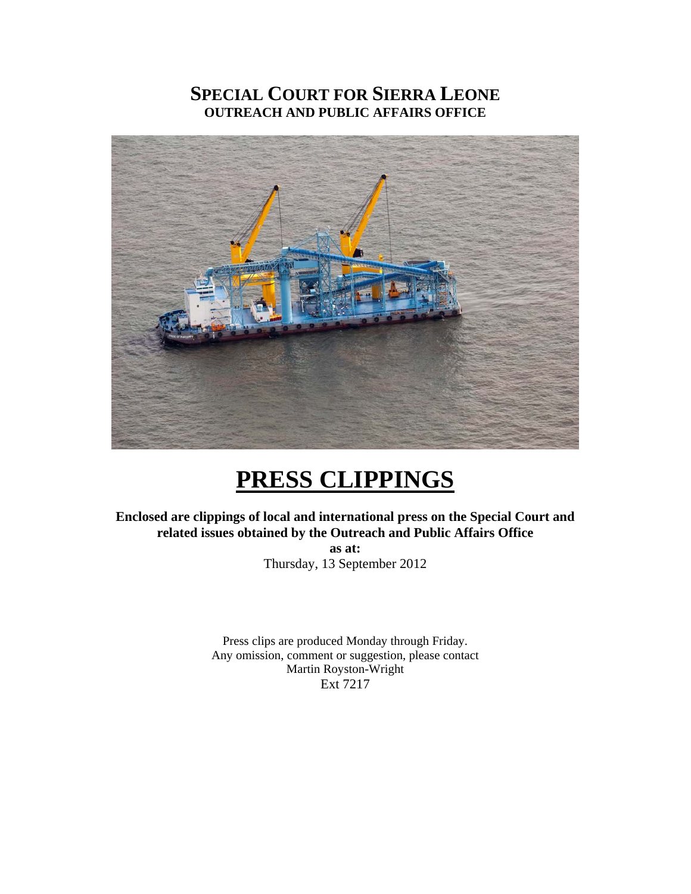# SPECIAL COURT FOR SIERRA LEONE
## OUTREACH AND PUBLIC AFFAIRS OFFICE

# PRESS CLIPPINGS

**Enclosed are clippings of local and international press on the Special Court and related issues obtained by the Outreach and Public Affairs Office**
**as at:**
Thursday, 13 September 2012

Press clips are produced Monday through Friday.
Any omission, comment or suggestion, please contact
Martin Royston-Wright
Ext 7217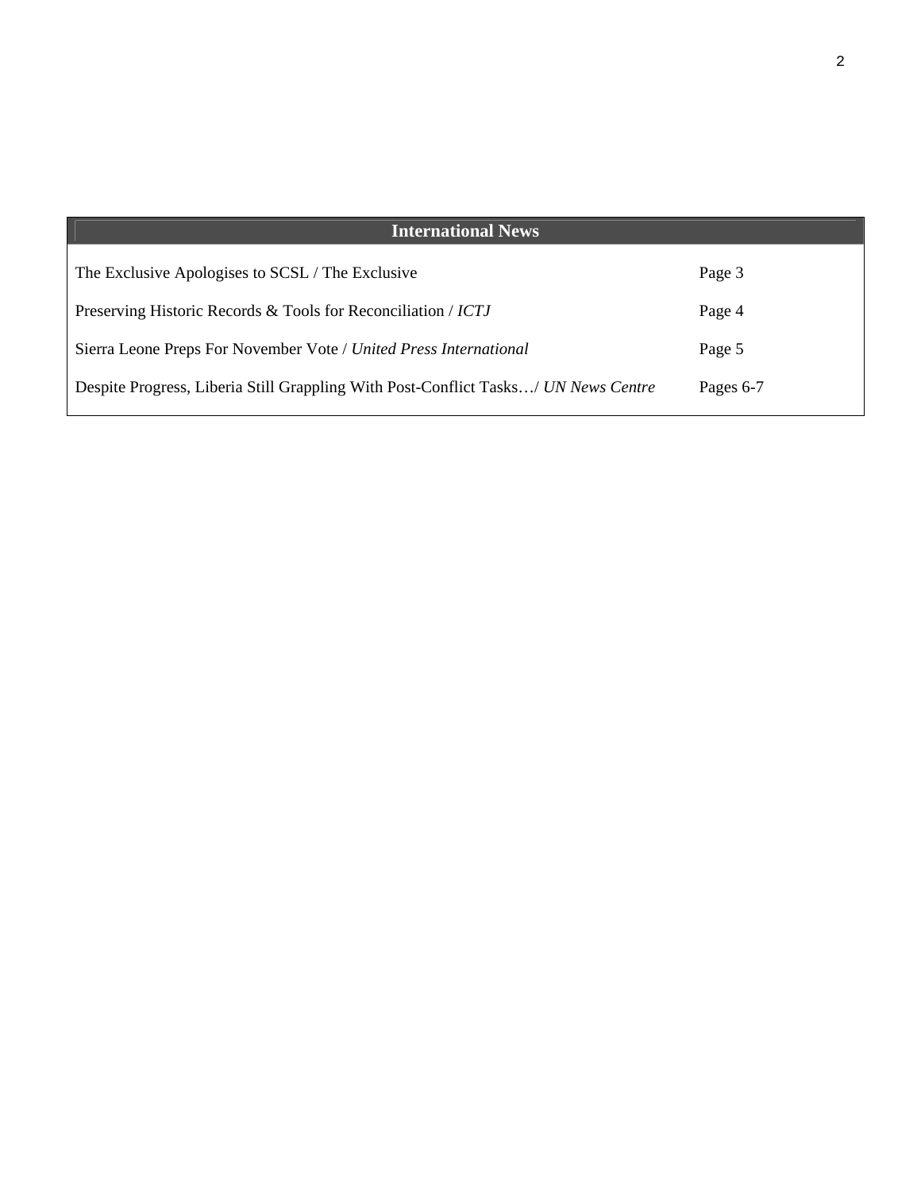## International News

| | |
|---|---|
| The Exclusive Apologises to SCSL / The Exclusive | Page 3 |
| Preserving Historic Records & Tools for Reconciliation / *ICTJ* | Page 4 |
| Sierra Leone Preps For November Vote / *United Press International* | Page 5 |
| Despite Progress, Liberia Still Grappling With Post-Conflict Tasks…/ *UN News Centre* | Pages 6-7 |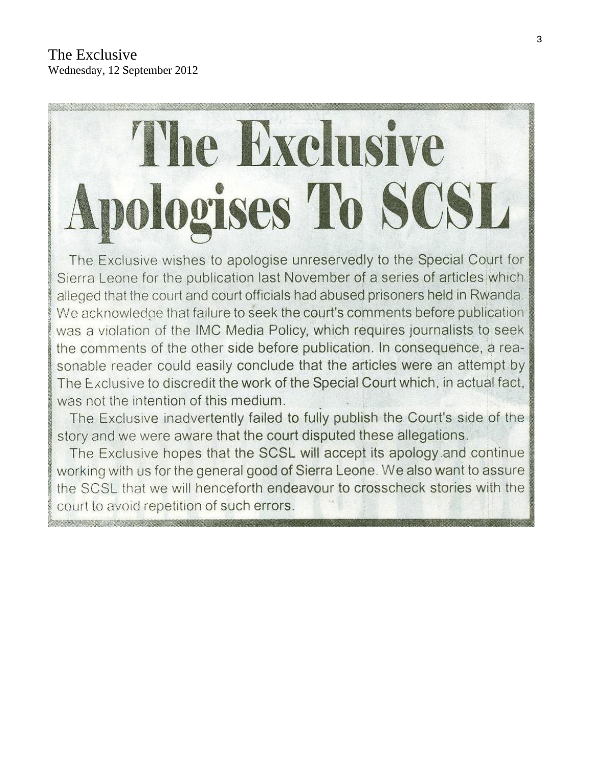The Exclusive
Wednesday, 12 September 2012

# The Exclusive Apologises To SCSL

The Exclusive wishes to apologise unreservedly to the Special Court for Sierra Leone for the publication last November of a series of articles which alleged that the court and court officials had abused prisoners held in Rwanda. We acknowledge that failure to seek the court's comments before publication was a violation of the IMC Media Policy, which requires journalists to seek the comments of the other side before publication. In consequence, a reasonable reader could easily conclude that the articles were an attempt by The Exclusive to discredit the work of the Special Court which, in actual fact, was not the intention of this medium.

The Exclusive inadvertently failed to fully publish the Court's side of the story and we were aware that the court disputed these allegations.

The Exclusive hopes that the SCSL will accept its apology and continue working with us for the general good of Sierra Leone. We also want to assure the SCSL that we will henceforth endeavour to crosscheck stories with the court to avoid repetition of such errors.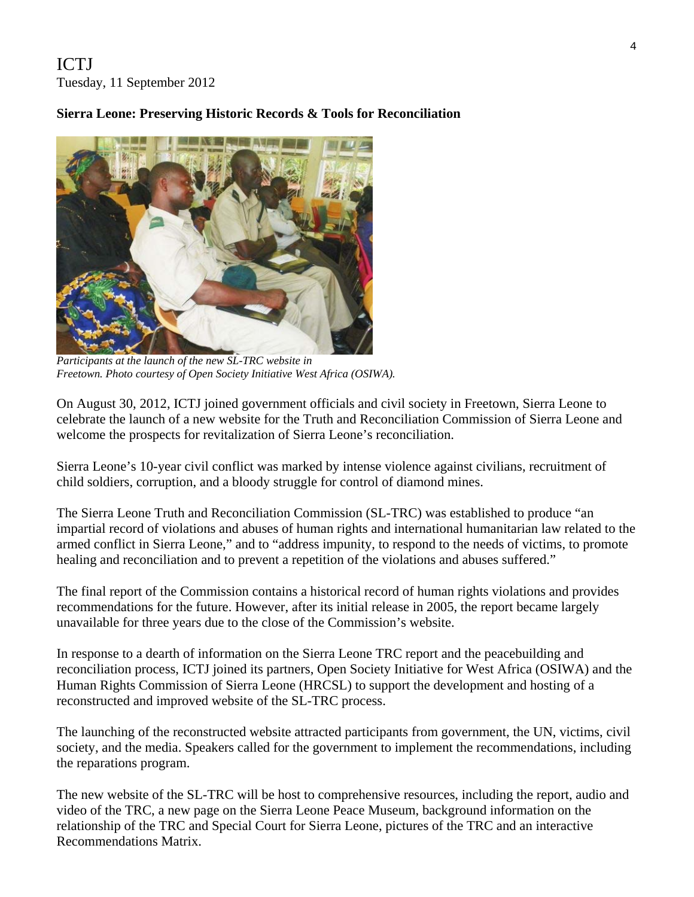ICTJ
Tuesday, 11 September 2012

**Sierra Leone: Preserving Historic Records & Tools for Reconciliation**

*Participants at the launch of the new SL-TRC website in Freetown. Photo courtesy of Open Society Initiative West Africa (OSIWA).*

On August 30, 2012, ICTJ joined government officials and civil society in Freetown, Sierra Leone to celebrate the launch of a new website for the Truth and Reconciliation Commission of Sierra Leone and welcome the prospects for revitalization of Sierra Leone's reconciliation.

Sierra Leone's 10-year civil conflict was marked by intense violence against civilians, recruitment of child soldiers, corruption, and a bloody struggle for control of diamond mines.

The Sierra Leone Truth and Reconciliation Commission (SL-TRC) was established to produce "an impartial record of violations and abuses of human rights and international humanitarian law related to the armed conflict in Sierra Leone," and to "address impunity, to respond to the needs of victims, to promote healing and reconciliation and to prevent a repetition of the violations and abuses suffered."

The final report of the Commission contains a historical record of human rights violations and provides recommendations for the future. However, after its initial release in 2005, the report became largely unavailable for three years due to the close of the Commission's website.

In response to a dearth of information on the Sierra Leone TRC report and the peacebuilding and reconciliation process, ICTJ joined its partners, Open Society Initiative for West Africa (OSIWA) and the Human Rights Commission of Sierra Leone (HRCSL) to support the development and hosting of a reconstructed and improved website of the SL-TRC process.

The launching of the reconstructed website attracted participants from government, the UN, victims, civil society, and the media. Speakers called for the government to implement the recommendations, including the reparations program.

The new website of the SL-TRC will be host to comprehensive resources, including the report, audio and video of the TRC, a new page on the Sierra Leone Peace Museum, background information on the relationship of the TRC and Special Court for Sierra Leone, pictures of the TRC and an interactive Recommendations Matrix.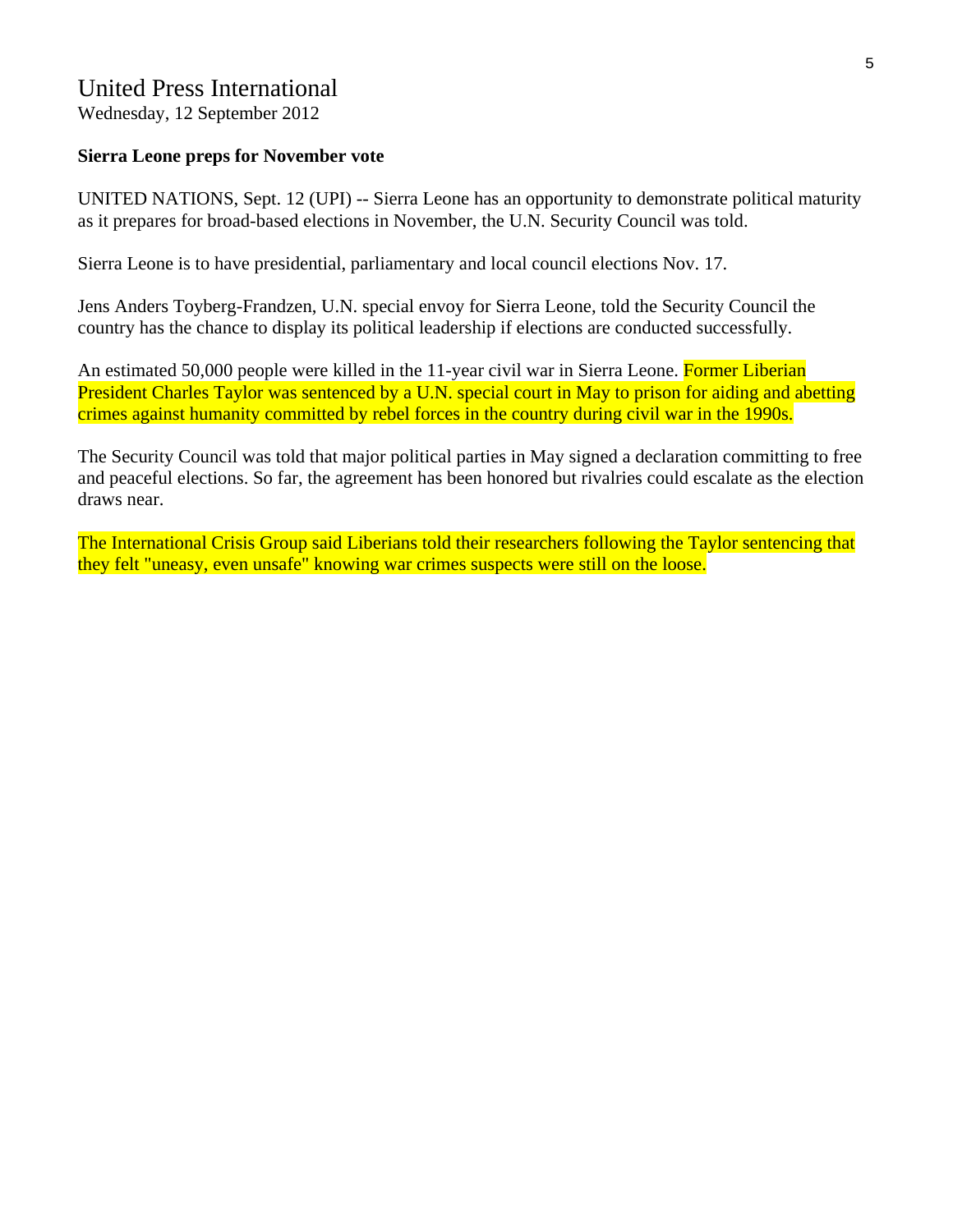United Press International

Wednesday, 12 September 2012

**Sierra Leone preps for November vote**

UNITED NATIONS, Sept. 12 (UPI) -- Sierra Leone has an opportunity to demonstrate political maturity as it prepares for broad-based elections in November, the U.N. Security Council was told.

Sierra Leone is to have presidential, parliamentary and local council elections Nov. 17.

Jens Anders Toyberg-Frandzen, U.N. special envoy for Sierra Leone, told the Security Council the country has the chance to display its political leadership if elections are conducted successfully.

An estimated 50,000 people were killed in the 11-year civil war in Sierra Leone. Former Liberian President Charles Taylor was sentenced by a U.N. special court in May to prison for aiding and abetting crimes against humanity committed by rebel forces in the country during civil war in the 1990s.

The Security Council was told that major political parties in May signed a declaration committing to free and peaceful elections. So far, the agreement has been honored but rivalries could escalate as the election draws near.

The International Crisis Group said Liberians told their researchers following the Taylor sentencing that they felt "uneasy, even unsafe" knowing war crimes suspects were still on the loose.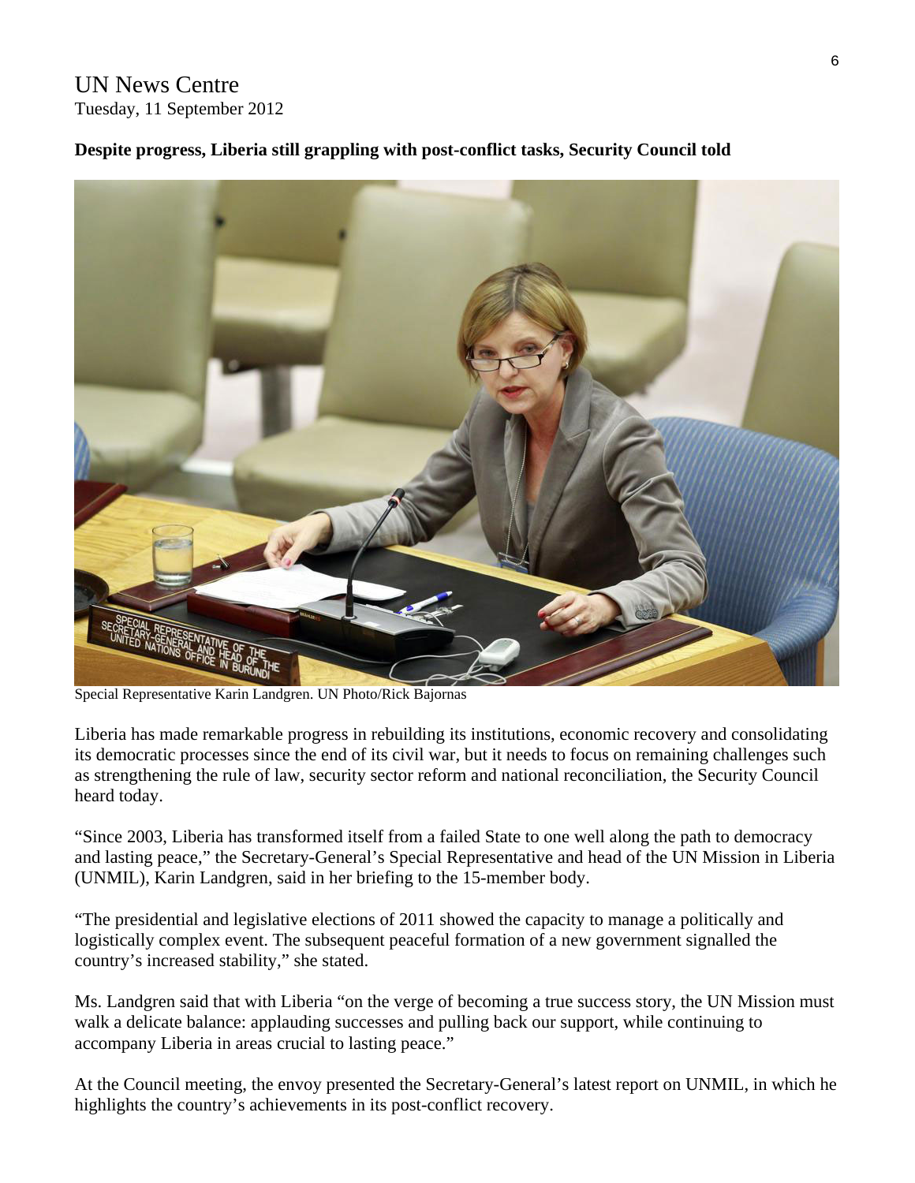UN News Centre
Tuesday, 11 September 2012

**Despite progress, Liberia still grappling with post-conflict tasks, Security Council told**

Special Representative Karin Landgren. UN Photo/Rick Bajornas

Liberia has made remarkable progress in rebuilding its institutions, economic recovery and consolidating its democratic processes since the end of its civil war, but it needs to focus on remaining challenges such as strengthening the rule of law, security sector reform and national reconciliation, the Security Council heard today.

"Since 2003, Liberia has transformed itself from a failed State to one well along the path to democracy and lasting peace," the Secretary-General's Special Representative and head of the UN Mission in Liberia (UNMIL), Karin Landgren, said in her briefing to the 15-member body.

"The presidential and legislative elections of 2011 showed the capacity to manage a politically and logistically complex event. The subsequent peaceful formation of a new government signalled the country's increased stability," she stated.

Ms. Landgren said that with Liberia "on the verge of becoming a true success story, the UN Mission must walk a delicate balance: applauding successes and pulling back our support, while continuing to accompany Liberia in areas crucial to lasting peace."

At the Council meeting, the envoy presented the Secretary-General's latest report on UNMIL, in which he highlights the country's achievements in its post-conflict recovery.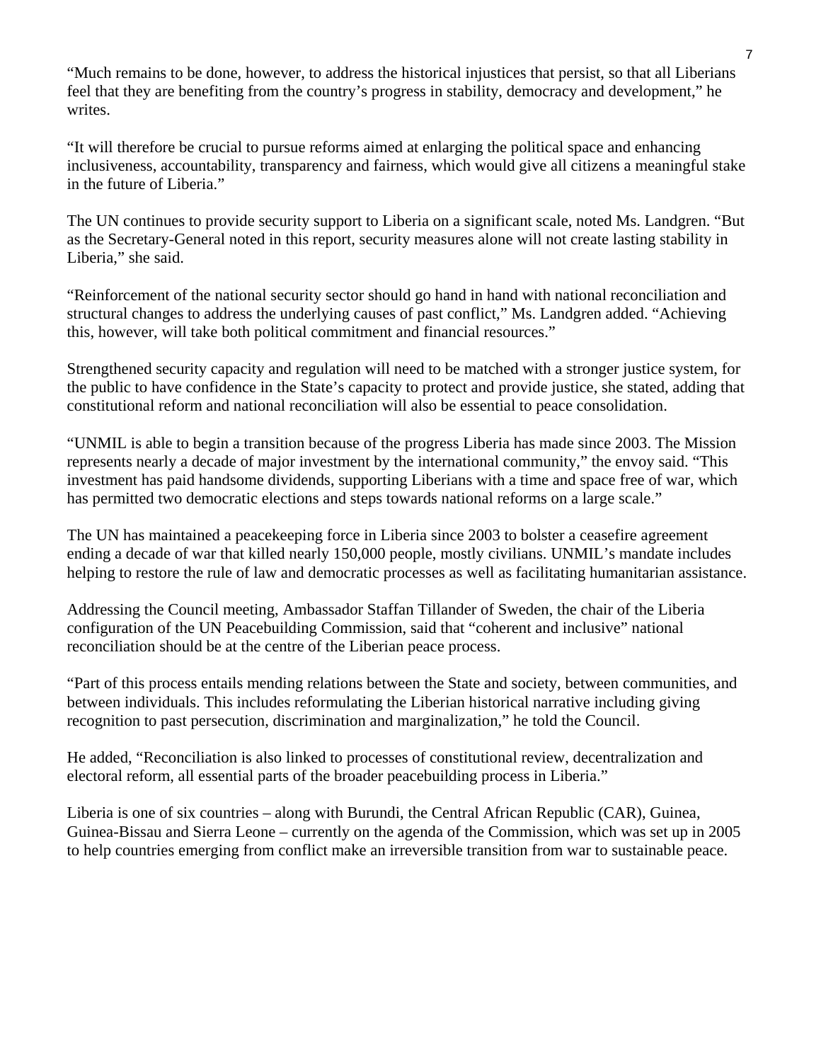"Much remains to be done, however, to address the historical injustices that persist, so that all Liberians feel that they are benefiting from the country's progress in stability, democracy and development," he writes.

"It will therefore be crucial to pursue reforms aimed at enlarging the political space and enhancing inclusiveness, accountability, transparency and fairness, which would give all citizens a meaningful stake in the future of Liberia."

The UN continues to provide security support to Liberia on a significant scale, noted Ms. Landgren. "But as the Secretary-General noted in this report, security measures alone will not create lasting stability in Liberia," she said.

"Reinforcement of the national security sector should go hand in hand with national reconciliation and structural changes to address the underlying causes of past conflict," Ms. Landgren added. "Achieving this, however, will take both political commitment and financial resources."

Strengthened security capacity and regulation will need to be matched with a stronger justice system, for the public to have confidence in the State's capacity to protect and provide justice, she stated, adding that constitutional reform and national reconciliation will also be essential to peace consolidation.

"UNMIL is able to begin a transition because of the progress Liberia has made since 2003. The Mission represents nearly a decade of major investment by the international community," the envoy said. "This investment has paid handsome dividends, supporting Liberians with a time and space free of war, which has permitted two democratic elections and steps towards national reforms on a large scale."

The UN has maintained a peacekeeping force in Liberia since 2003 to bolster a ceasefire agreement ending a decade of war that killed nearly 150,000 people, mostly civilians. UNMIL's mandate includes helping to restore the rule of law and democratic processes as well as facilitating humanitarian assistance.

Addressing the Council meeting, Ambassador Staffan Tillander of Sweden, the chair of the Liberia configuration of the UN Peacebuilding Commission, said that "coherent and inclusive" national reconciliation should be at the centre of the Liberian peace process.

"Part of this process entails mending relations between the State and society, between communities, and between individuals. This includes reformulating the Liberian historical narrative including giving recognition to past persecution, discrimination and marginalization," he told the Council.

He added, "Reconciliation is also linked to processes of constitutional review, decentralization and electoral reform, all essential parts of the broader peacebuilding process in Liberia."

Liberia is one of six countries – along with Burundi, the Central African Republic (CAR), Guinea, Guinea-Bissau and Sierra Leone – currently on the agenda of the Commission, which was set up in 2005 to help countries emerging from conflict make an irreversible transition from war to sustainable peace.